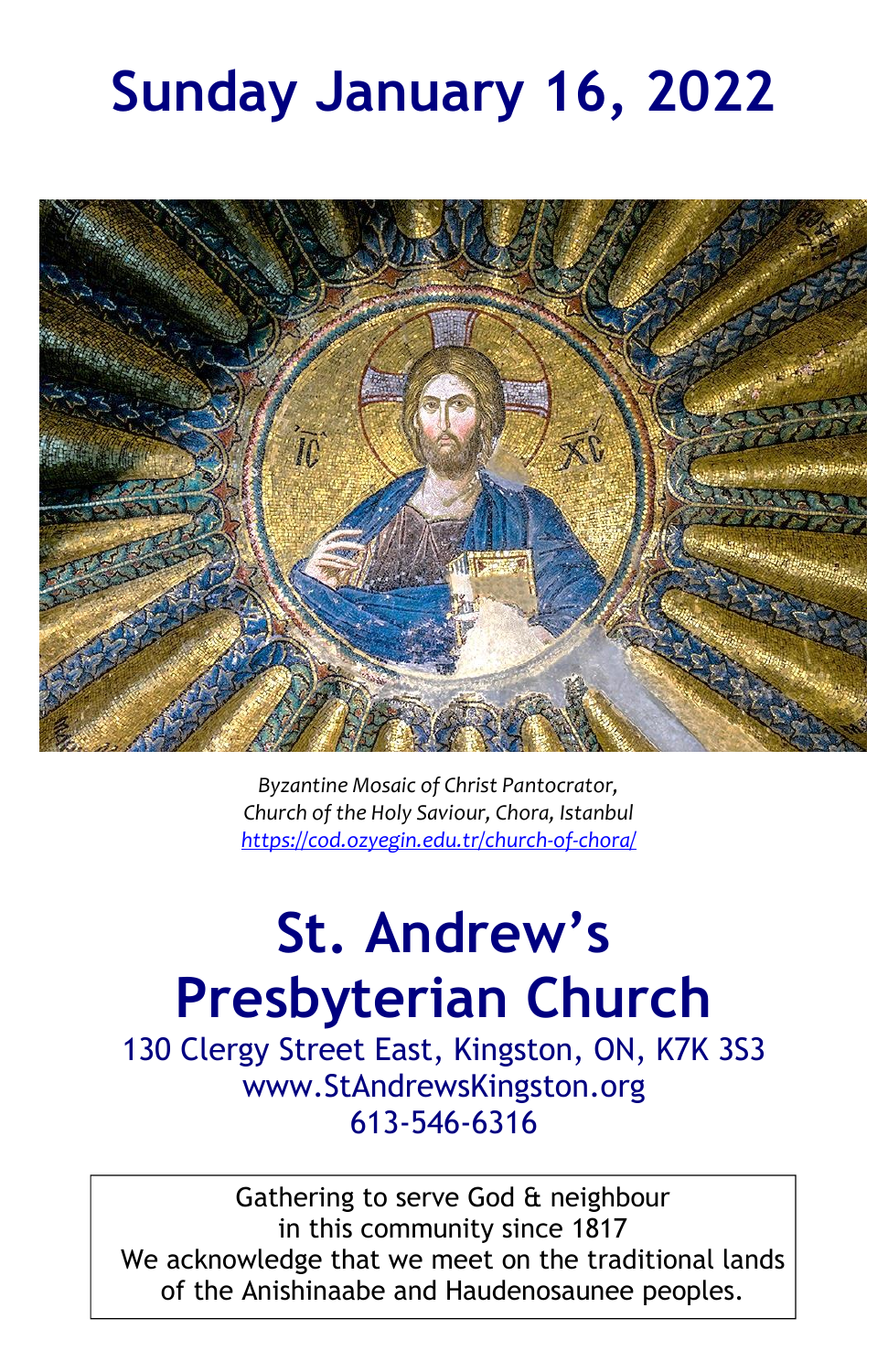# Sunday January 16, 2022

*Byzantine Mosaic of Christ Pantocrator,*
*Church of the Holy Saviour, Chora, Istanbul*
*https://cod.ozyegin.edu.tr/church-of-chora/*

# St. Andrew's Presbyterian Church

130 Clergy Street East, Kingston, ON, K7K 3S3
www.StAndrewsKingston.org
613-546-6316

Gathering to serve God & neighbour
in this community since 1817
We acknowledge that we meet on the traditional lands of the Anishinaabe and Haudenosaunee peoples.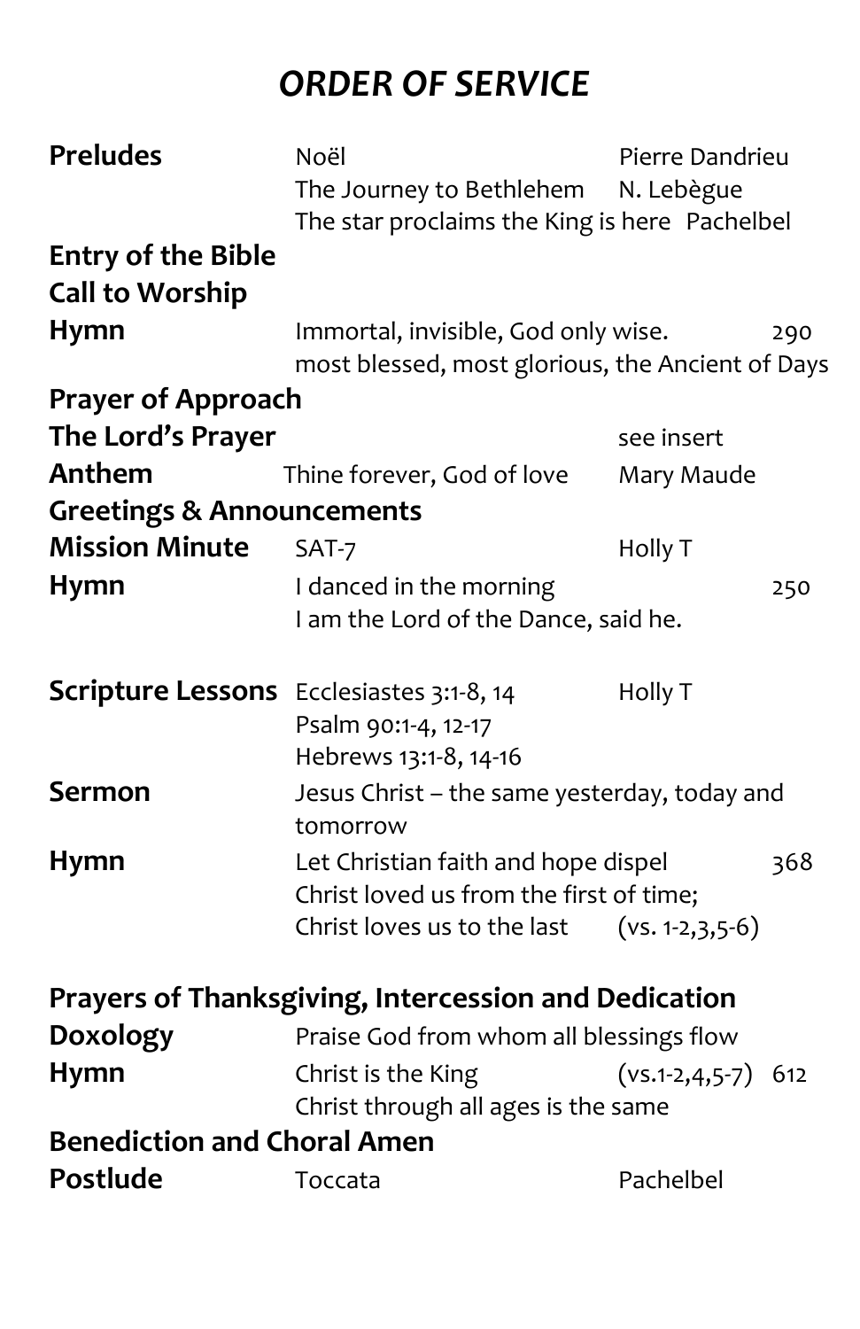# *ORDER OF SERVICE*

| | | | |
|---|---|---|---|
| **Preludes** | Noël | Pierre Dandrieu | |
| | The Journey to Bethlehem | N. Lebègue | |
| | The star proclaims the King is here | Pachelbel | |
| **Entry of the Bible** | | | |
| **Call to Worship** | | | |
| **Hymn** | Immortal, invisible, God only wise. | | 290 |
| | most blessed, most glorious, the Ancient of Days | | |
| **Prayer of Approach** | | | |
| **The Lord's Prayer** | | see insert | |
| **Anthem** | Thine forever, God of love | Mary Maude | |
| **Greetings & Announcements** | | | |
| **Mission Minute** | SAT-7 | Holly T | |
| **Hymn** | I danced in the morning | | 250 |
| | I am the Lord of the Dance, said he. | | |
| **Scripture Lessons** | Ecclesiastes 3:1-8, 14 | Holly T | |
| | Psalm 90:1-4, 12-17 | | |
| | Hebrews 13:1-8, 14-16 | | |
| **Sermon** | Jesus Christ – the same yesterday, today and tomorrow | | |
| **Hymn** | Let Christian faith and hope dispel | | 368 |
| | Christ loved us from the first of time; | | |
| | Christ loves us to the last | (vs. 1-2,3,5-6) | |
| **Prayers of Thanksgiving, Intercession and Dedication** | | | |
| **Doxology** | Praise God from whom all blessings flow | | |
| **Hymn** | Christ is the King | (vs.1-2,4,5-7) | 612 |
| | Christ through all ages is the same | | |
| **Benediction and Choral Amen** | | | |
| **Postlude** | Toccata | Pachelbel | |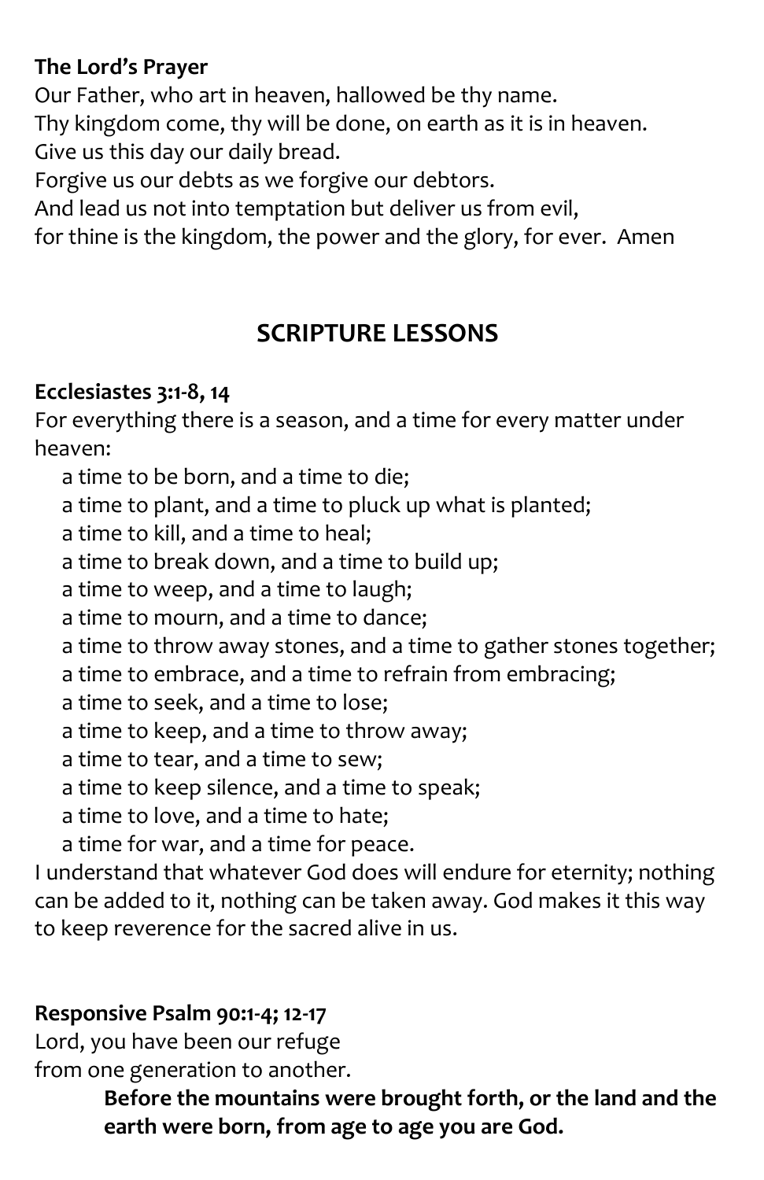**The Lord's Prayer**

Our Father, who art in heaven, hallowed be thy name.
Thy kingdom come, thy will be done, on earth as it is in heaven.
Give us this day our daily bread.
Forgive us our debts as we forgive our debtors.
And lead us not into temptation but deliver us from evil,
for thine is the kingdom, the power and the glory, for ever. Amen

## SCRIPTURE LESSONS

**Ecclesiastes 3:1-8, 14**

For everything there is a season, and a time for every matter under heaven:

a time to be born, and a time to die;
a time to plant, and a time to pluck up what is planted;
a time to kill, and a time to heal;
a time to break down, and a time to build up;
a time to weep, and a time to laugh;
a time to mourn, and a time to dance;
a time to throw away stones, and a time to gather stones together;
a time to embrace, and a time to refrain from embracing;
a time to seek, and a time to lose;
a time to keep, and a time to throw away;
a time to tear, and a time to sew;
a time to keep silence, and a time to speak;
a time to love, and a time to hate;
a time for war, and a time for peace.

I understand that whatever God does will endure for eternity; nothing can be added to it, nothing can be taken away. God makes it this way to keep reverence for the sacred alive in us.

**Responsive Psalm 90:1-4; 12-17**

Lord, you have been our refuge
from one generation to another.

> **Before the mountains were brought forth, or the land and the earth were born, from age to age you are God.**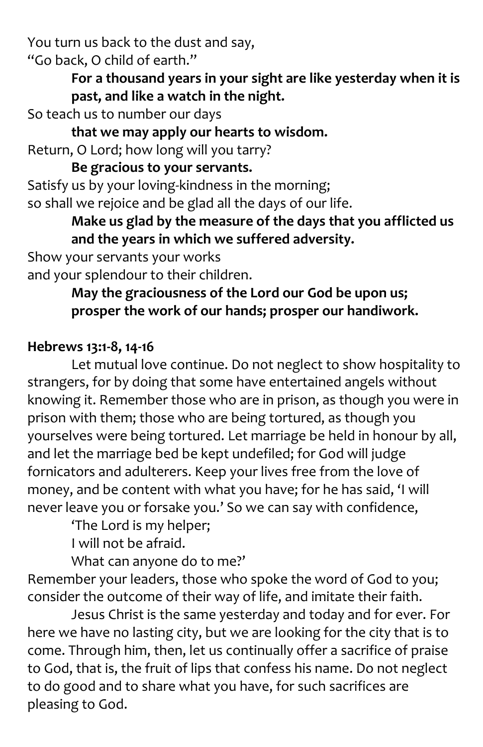You turn us back to the dust and say,
"Go back, O child of earth."

**For a thousand years in your sight are like yesterday when it is past, and like a watch in the night.**

So teach us to number our days

**that we may apply our hearts to wisdom.**

Return, O Lord; how long will you tarry?

**Be gracious to your servants.**

Satisfy us by your loving-kindness in the morning;
so shall we rejoice and be glad all the days of our life.

**Make us glad by the measure of the days that you afflicted us and the years in which we suffered adversity.**

Show your servants your works
and your splendour to their children.

**May the graciousness of the Lord our God be upon us; prosper the work of our hands; prosper our handiwork.**

**Hebrews 13:1-8, 14-16**

Let mutual love continue. Do not neglect to show hospitality to strangers, for by doing that some have entertained angels without knowing it. Remember those who are in prison, as though you were in prison with them; those who are being tortured, as though you yourselves were being tortured. Let marriage be held in honour by all, and let the marriage bed be kept undefiled; for God will judge fornicators and adulterers. Keep your lives free from the love of money, and be content with what you have; for he has said, 'I will never leave you or forsake you.' So we can say with confidence,

'The Lord is my helper;
I will not be afraid.
What can anyone do to me?'

Remember your leaders, those who spoke the word of God to you; consider the outcome of their way of life, and imitate their faith.

Jesus Christ is the same yesterday and today and for ever. For here we have no lasting city, but we are looking for the city that is to come. Through him, then, let us continually offer a sacrifice of praise to God, that is, the fruit of lips that confess his name. Do not neglect to do good and to share what you have, for such sacrifices are pleasing to God.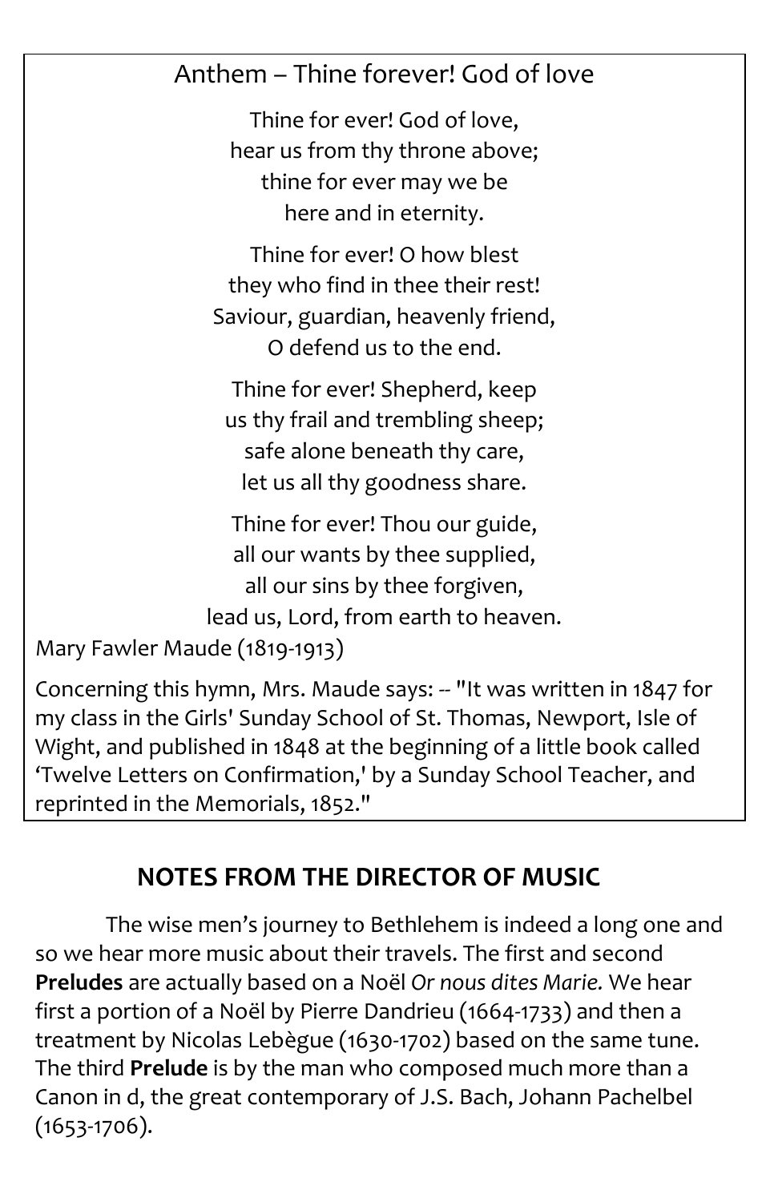## Anthem – Thine forever! God of love

Thine for ever! God of love,
hear us from thy throne above;
thine for ever may we be
here and in eternity.

Thine for ever! O how blest
they who find in thee their rest!
Saviour, guardian, heavenly friend,
O defend us to the end.

Thine for ever! Shepherd, keep
us thy frail and trembling sheep;
safe alone beneath thy care,
let us all thy goodness share.

Thine for ever! Thou our guide,
all our wants by thee supplied,
all our sins by thee forgiven,
lead us, Lord, from earth to heaven.

Mary Fawler Maude (1819-1913)

Concerning this hymn, Mrs. Maude says: -- "It was written in 1847 for my class in the Girls' Sunday School of St. Thomas, Newport, Isle of Wight, and published in 1848 at the beginning of a little book called 'Twelve Letters on Confirmation,' by a Sunday School Teacher, and reprinted in the Memorials, 1852."

## NOTES FROM THE DIRECTOR OF MUSIC

The wise men's journey to Bethlehem is indeed a long one and so we hear more music about their travels. The first and second **Preludes** are actually based on a Noël *Or nous dites Marie.* We hear first a portion of a Noël by Pierre Dandrieu (1664-1733) and then a treatment by Nicolas Lebègue (1630-1702) based on the same tune. The third **Prelude** is by the man who composed much more than a Canon in d, the great contemporary of J.S. Bach, Johann Pachelbel (1653-1706).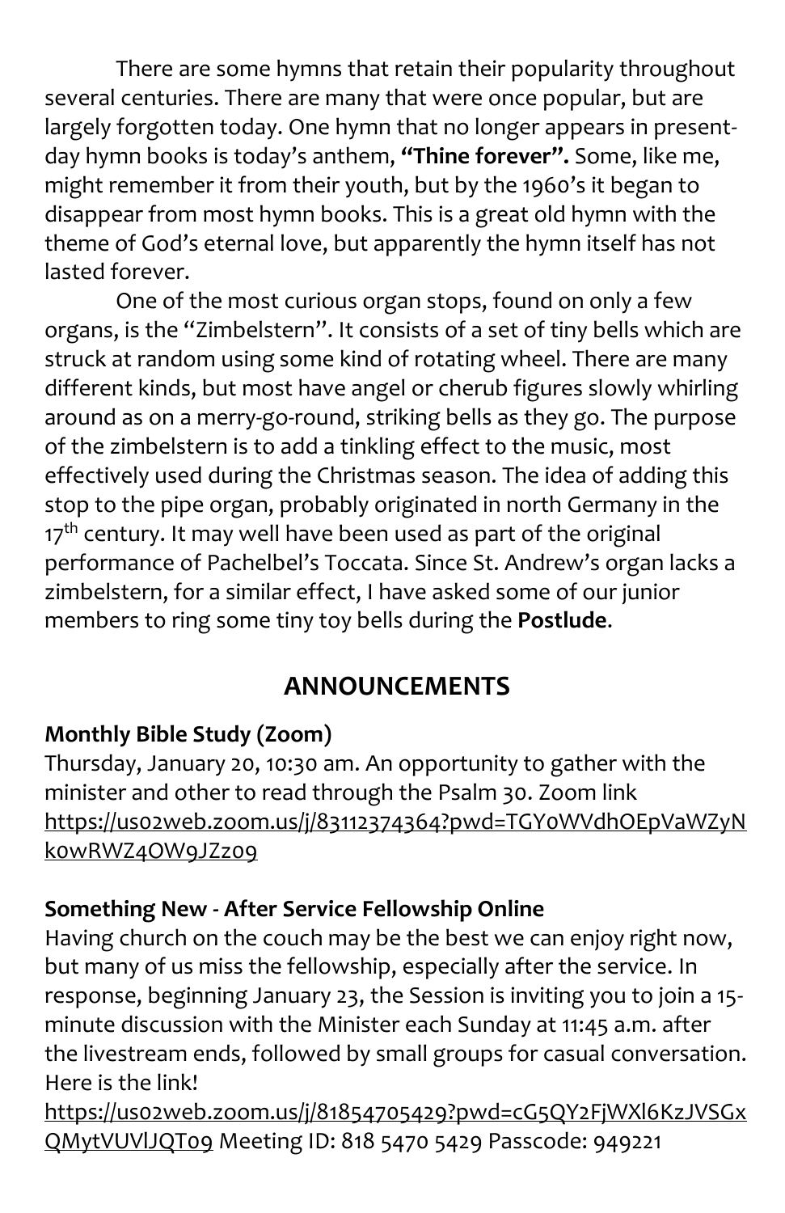There are some hymns that retain their popularity throughout several centuries. There are many that were once popular, but are largely forgotten today. One hymn that no longer appears in present-day hymn books is today's anthem, **"Thine forever".** Some, like me, might remember it from their youth, but by the 1960's it began to disappear from most hymn books. This is a great old hymn with the theme of God's eternal love, but apparently the hymn itself has not lasted forever.

One of the most curious organ stops, found on only a few organs, is the "Zimbelstern". It consists of a set of tiny bells which are struck at random using some kind of rotating wheel. There are many different kinds, but most have angel or cherub figures slowly whirling around as on a merry-go-round, striking bells as they go. The purpose of the zimbelstern is to add a tinkling effect to the music, most effectively used during the Christmas season. The idea of adding this stop to the pipe organ, probably originated in north Germany in the 17th century. It may well have been used as part of the original performance of Pachelbel's Toccata. Since St. Andrew's organ lacks a zimbelstern, for a similar effect, I have asked some of our junior members to ring some tiny toy bells during the **Postlude**.

## ANNOUNCEMENTS

**Monthly Bible Study (Zoom)**
Thursday, January 20, 10:30 am. An opportunity to gather with the minister and other to read through the Psalm 30. Zoom link https://us02web.zoom.us/j/83112374364?pwd=TGY0WVdhOEpVaWZyNk0wRWZ4OW9JZz09

**Something New - After Service Fellowship Online**
Having church on the couch may be the best we can enjoy right now, but many of us miss the fellowship, especially after the service. In response, beginning January 23, the Session is inviting you to join a 15-minute discussion with the Minister each Sunday at 11:45 a.m. after the livestream ends, followed by small groups for casual conversation. Here is the link!
https://us02web.zoom.us/j/81854705429?pwd=cG5QY2FjWXl6KzJVSGxQMytVUVlJQT09 Meeting ID: 818 5470 5429 Passcode: 949221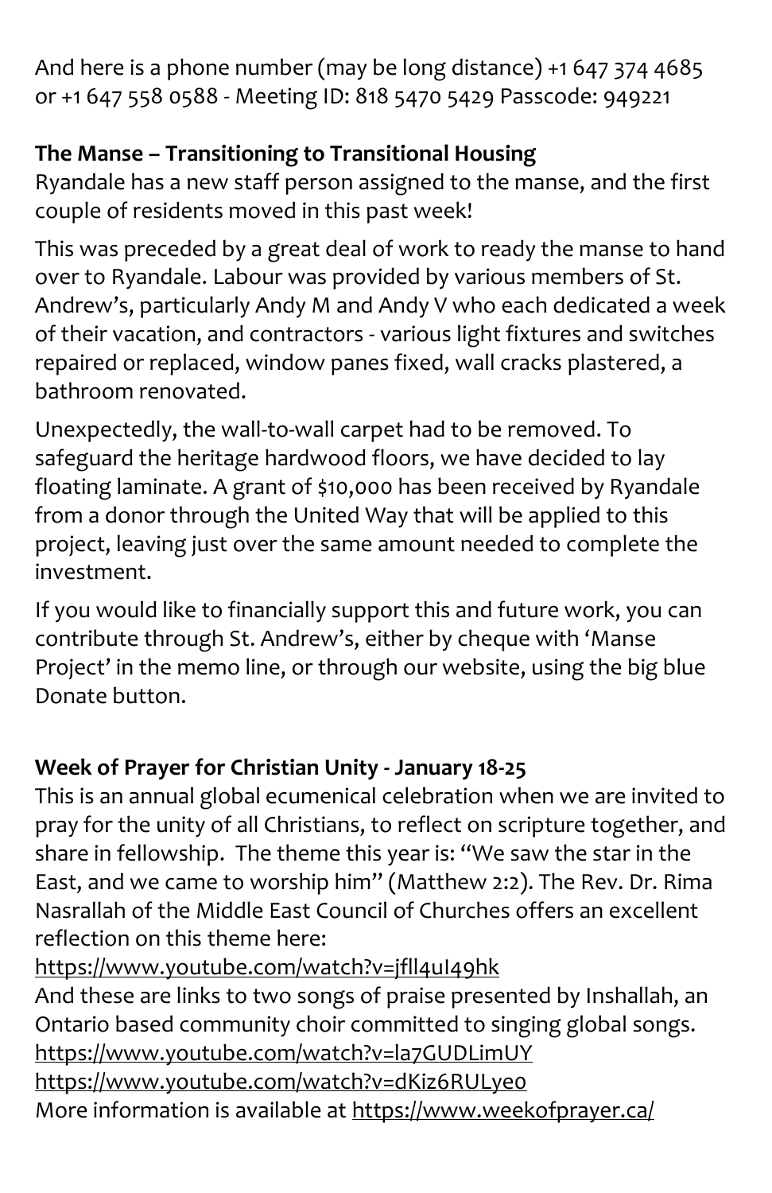And here is a phone number (may be long distance) +1 647 374 4685 or +1 647 558 0588 - Meeting ID: 818 5470 5429 Passcode: 949221

**The Manse – Transitioning to Transitional Housing**
Ryandale has a new staff person assigned to the manse, and the first couple of residents moved in this past week!

This was preceded by a great deal of work to ready the manse to hand over to Ryandale. Labour was provided by various members of St. Andrew's, particularly Andy M and Andy V who each dedicated a week of their vacation, and contractors - various light fixtures and switches repaired or replaced, window panes fixed, wall cracks plastered, a bathroom renovated.

Unexpectedly, the wall-to-wall carpet had to be removed. To safeguard the heritage hardwood floors, we have decided to lay floating laminate. A grant of $10,000 has been received by Ryandale from a donor through the United Way that will be applied to this project, leaving just over the same amount needed to complete the investment.

If you would like to financially support this and future work, you can contribute through St. Andrew's, either by cheque with 'Manse Project' in the memo line, or through our website, using the big blue Donate button.

**Week of Prayer for Christian Unity - January 18-25**
This is an annual global ecumenical celebration when we are invited to pray for the unity of all Christians, to reflect on scripture together, and share in fellowship. The theme this year is: "We saw the star in the East, and we came to worship him" (Matthew 2:2). The Rev. Dr. Rima Nasrallah of the Middle East Council of Churches offers an excellent reflection on this theme here:
https://www.youtube.com/watch?v=jfll4uI49hk
And these are links to two songs of praise presented by Inshallah, an Ontario based community choir committed to singing global songs.
https://www.youtube.com/watch?v=la7GUDLimUY
https://www.youtube.com/watch?v=dKiz6RULye0
More information is available at https://www.weekofprayer.ca/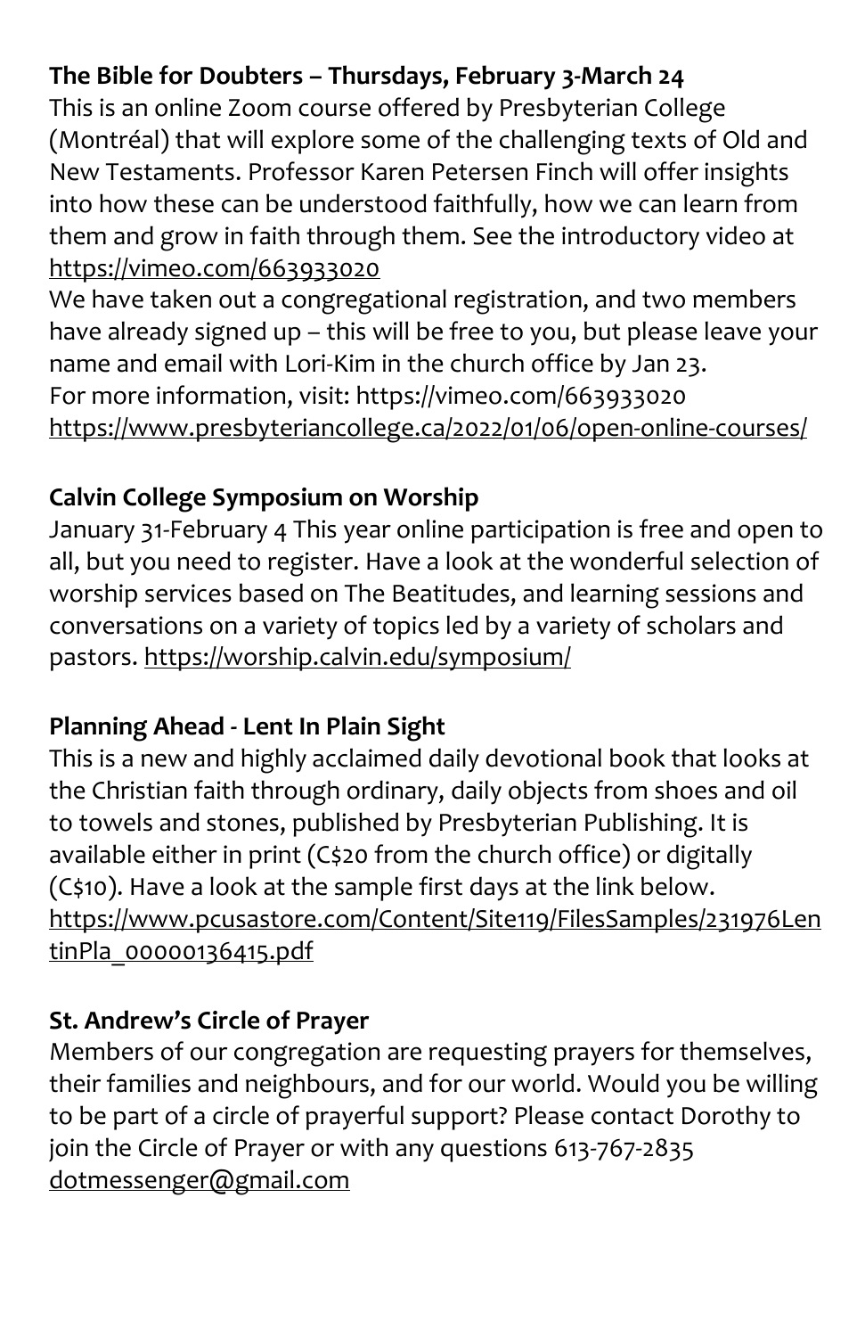**The Bible for Doubters – Thursdays, February 3-March 24**

This is an online Zoom course offered by Presbyterian College (Montréal) that will explore some of the challenging texts of Old and New Testaments. Professor Karen Petersen Finch will offer insights into how these can be understood faithfully, how we can learn from them and grow in faith through them. See the introductory video at https://vimeo.com/663933020

We have taken out a congregational registration, and two members have already signed up – this will be free to you, but please leave your name and email with Lori-Kim in the church office by Jan 23.

For more information, visit: https://vimeo.com/663933020

https://www.presbyteriancollege.ca/2022/01/06/open-online-courses/

**Calvin College Symposium on Worship**

January 31-February 4 This year online participation is free and open to all, but you need to register. Have a look at the wonderful selection of worship services based on The Beatitudes, and learning sessions and conversations on a variety of topics led by a variety of scholars and pastors. https://worship.calvin.edu/symposium/

**Planning Ahead - Lent In Plain Sight**

This is a new and highly acclaimed daily devotional book that looks at the Christian faith through ordinary, daily objects from shoes and oil to towels and stones, published by Presbyterian Publishing. It is available either in print (C$20 from the church office) or digitally (C$10). Have a look at the sample first days at the link below. https://www.pcusastore.com/Content/Site119/FilesSamples/231976LentinPla_00000136415.pdf

**St. Andrew's Circle of Prayer**

Members of our congregation are requesting prayers for themselves, their families and neighbours, and for our world. Would you be willing to be part of a circle of prayerful support? Please contact Dorothy to join the Circle of Prayer or with any questions 613-767-2835 dotmessenger@gmail.com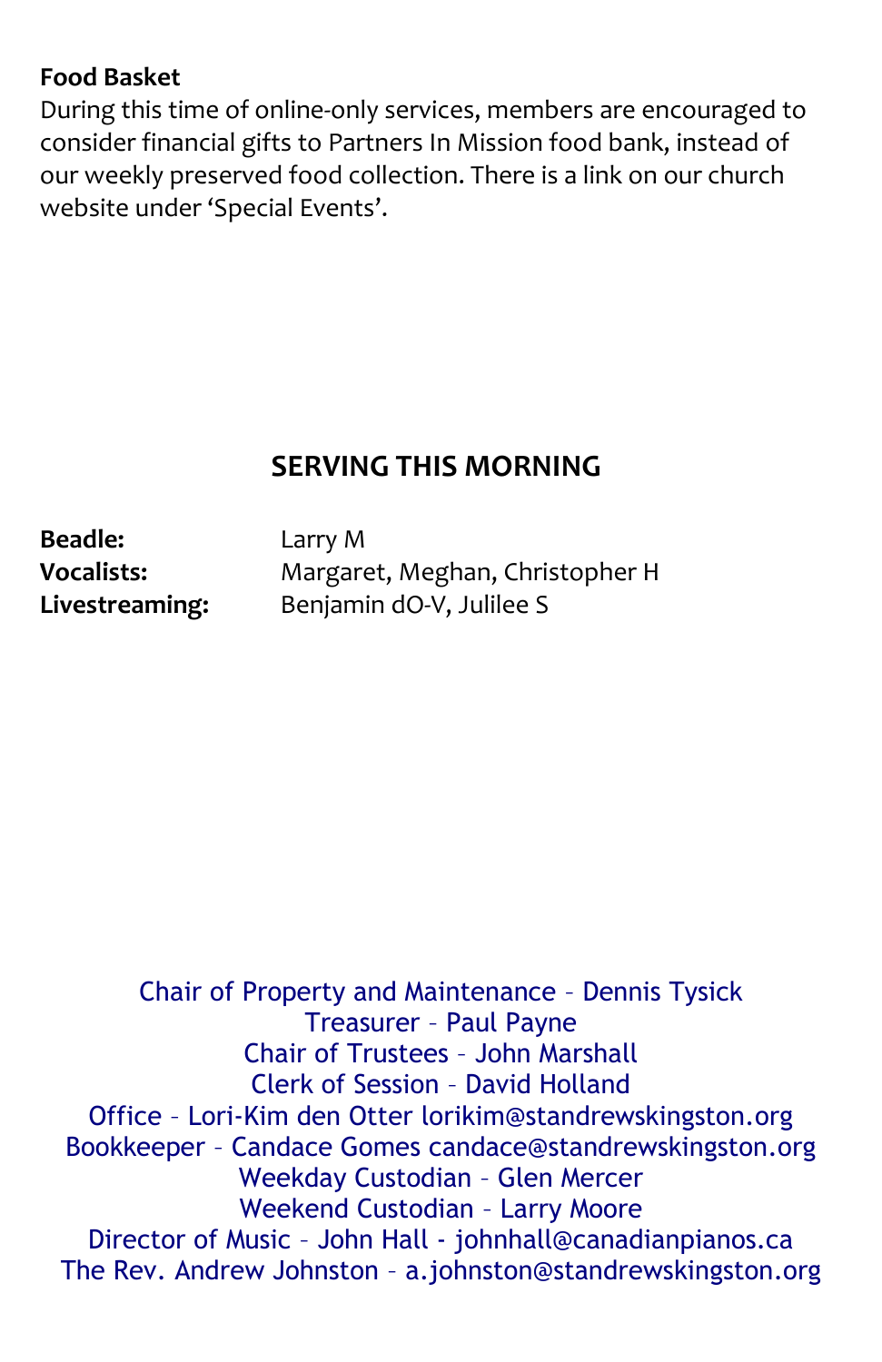**Food Basket**
During this time of online-only services, members are encouraged to consider financial gifts to Partners In Mission food bank, instead of our weekly preserved food collection. There is a link on our church website under ‘Special Events’.

## SERVING THIS MORNING

**Beadle:** Larry M
**Vocalists:** Margaret, Meghan, Christopher H
**Livestreaming:** Benjamin dO-V, Julilee S

Chair of Property and Maintenance – Dennis Tysick
Treasurer – Paul Payne
Chair of Trustees – John Marshall
Clerk of Session – David Holland
Office – Lori-Kim den Otter lorikim@standrewskingston.org
Bookkeeper – Candace Gomes candace@standrewskingston.org
Weekday Custodian – Glen Mercer
Weekend Custodian – Larry Moore
Director of Music – John Hall - johnhall@canadianpianos.ca
The Rev. Andrew Johnston – a.johnston@standrewskingston.org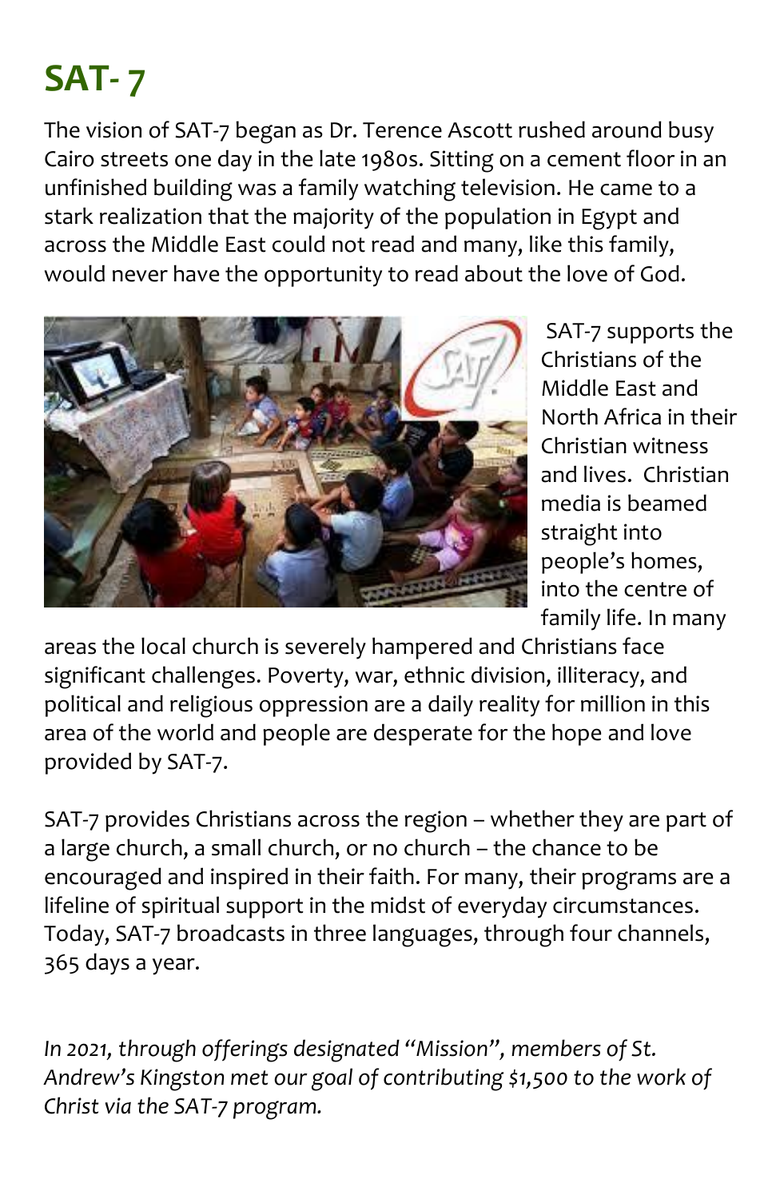# SAT- 7

The vision of SAT-7 began as Dr. Terence Ascott rushed around busy Cairo streets one day in the late 1980s. Sitting on a cement floor in an unfinished building was a family watching television. He came to a stark realization that the majority of the population in Egypt and across the Middle East could not read and many, like this family, would never have the opportunity to read about the love of God.

SAT-7 supports the Christians of the Middle East and North Africa in their Christian witness and lives. Christian media is beamed straight into people's homes, into the centre of family life. In many areas the local church is severely hampered and Christians face significant challenges. Poverty, war, ethnic division, illiteracy, and political and religious oppression are a daily reality for million in this area of the world and people are desperate for the hope and love provided by SAT-7.

SAT-7 provides Christians across the region – whether they are part of a large church, a small church, or no church – the chance to be encouraged and inspired in their faith. For many, their programs are a lifeline of spiritual support in the midst of everyday circumstances. Today, SAT-7 broadcasts in three languages, through four channels, 365 days a year.

*In 2021, through offerings designated "Mission", members of St. Andrew's Kingston met our goal of contributing $1,500 to the work of Christ via the SAT-7 program.*